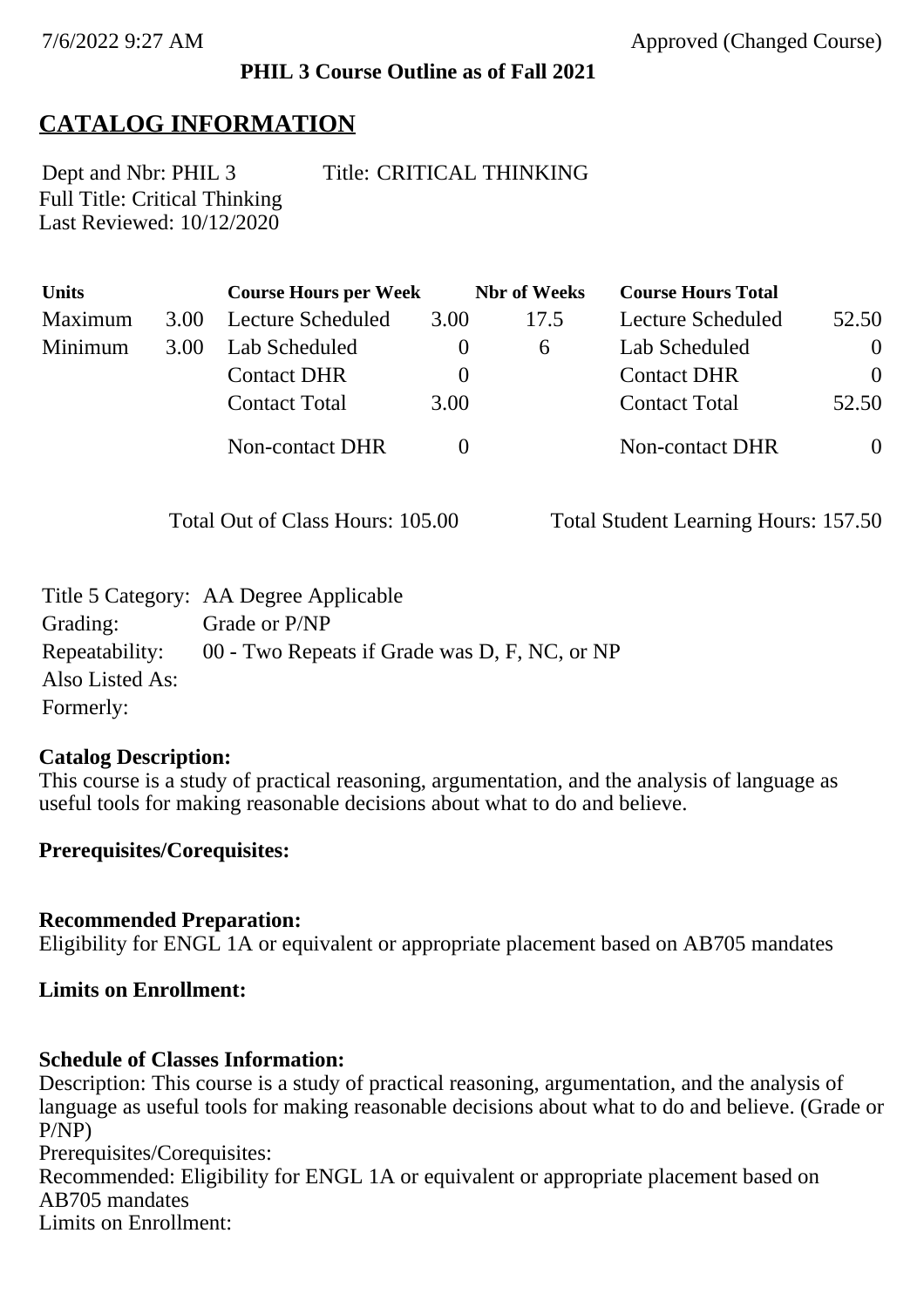7/6/2022 9:27 AM Approved (Changed Course)

**PHIL 3 Course Outline as of Fall 2021**

# CATALOG INFORMATION

Dept and Nbr: PHIL 3 Title: CRITICAL THINKING
Full Title: Critical Thinking
Last Reviewed: 10/12/2020

| Units | | Course Hours per Week | | Nbr of Weeks | Course Hours Total | |
|---|---|---|---|---|---|---|
| Maximum | 3.00 | Lecture Scheduled | 3.00 | 17.5 | Lecture Scheduled | 52.50 |
| Minimum | 3.00 | Lab Scheduled | 0 | 6 | Lab Scheduled | 0 |
| | | Contact DHR | 0 | | Contact DHR | 0 |
| | | Contact Total | 3.00 | | Contact Total | 52.50 |
| | | Non-contact DHR | 0 | | Non-contact DHR | 0 |

Total Out of Class Hours: 105.00 Total Student Learning Hours: 157.50

Title 5 Category: AA Degree Applicable
Grading: Grade or P/NP
Repeatability: 00 - Two Repeats if Grade was D, F, NC, or NP
Also Listed As:
Formerly:

**Catalog Description:**
This course is a study of practical reasoning, argumentation, and the analysis of language as useful tools for making reasonable decisions about what to do and believe.

**Prerequisites/Corequisites:**

**Recommended Preparation:**
Eligibility for ENGL 1A or equivalent or appropriate placement based on AB705 mandates

**Limits on Enrollment:**

**Schedule of Classes Information:**
Description: This course is a study of practical reasoning, argumentation, and the analysis of language as useful tools for making reasonable decisions about what to do and believe. (Grade or P/NP)
Prerequisites/Corequisites:
Recommended: Eligibility for ENGL 1A or equivalent or appropriate placement based on AB705 mandates
Limits on Enrollment: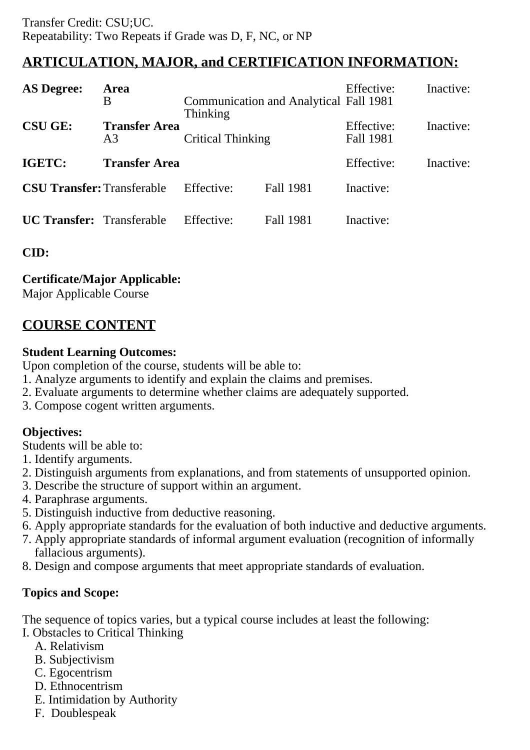Transfer Credit: CSU;UC.
Repeatability: Two Repeats if Grade was D, F, NC, or NP

## ARTICULATION, MAJOR, and CERTIFICATION INFORMATION:

| | | | | | |
|---|---|---|---|---|---|
| **AS Degree:** | **Area** | | | Effective: | Inactive: |
| | B | Communication and Analytical Thinking | | Fall 1981 | |
| **CSU GE:** | **Transfer Area** | | | Effective: | Inactive: |
| | A3 | Critical Thinking | | Fall 1981 | |
| **IGETC:** | **Transfer Area** | | | Effective: | Inactive: |
| **CSU Transfer:** | Transferable | Effective: | Fall 1981 | Inactive: | |
| **UC Transfer:** | Transferable | Effective: | Fall 1981 | Inactive: | |

**CID:**

**Certificate/Major Applicable:**
Major Applicable Course

## COURSE CONTENT

**Student Learning Outcomes:**
Upon completion of the course, students will be able to:
1. Analyze arguments to identify and explain the claims and premises.
2. Evaluate arguments to determine whether claims are adequately supported.
3. Compose cogent written arguments.

**Objectives:**
Students will be able to:
1. Identify arguments.
2. Distinguish arguments from explanations, and from statements of unsupported opinion.
3. Describe the structure of support within an argument.
4. Paraphrase arguments.
5. Distinguish inductive from deductive reasoning.
6. Apply appropriate standards for the evaluation of both inductive and deductive arguments.
7. Apply appropriate standards of informal argument evaluation (recognition of informally fallacious arguments).
8. Design and compose arguments that meet appropriate standards of evaluation.

**Topics and Scope:**

The sequence of topics varies, but a typical course includes at least the following:
I. Obstacles to Critical Thinking
   A. Relativism
   B. Subjectivism
   C. Egocentrism
   D. Ethnocentrism
   E. Intimidation by Authority
   F. Doublespeak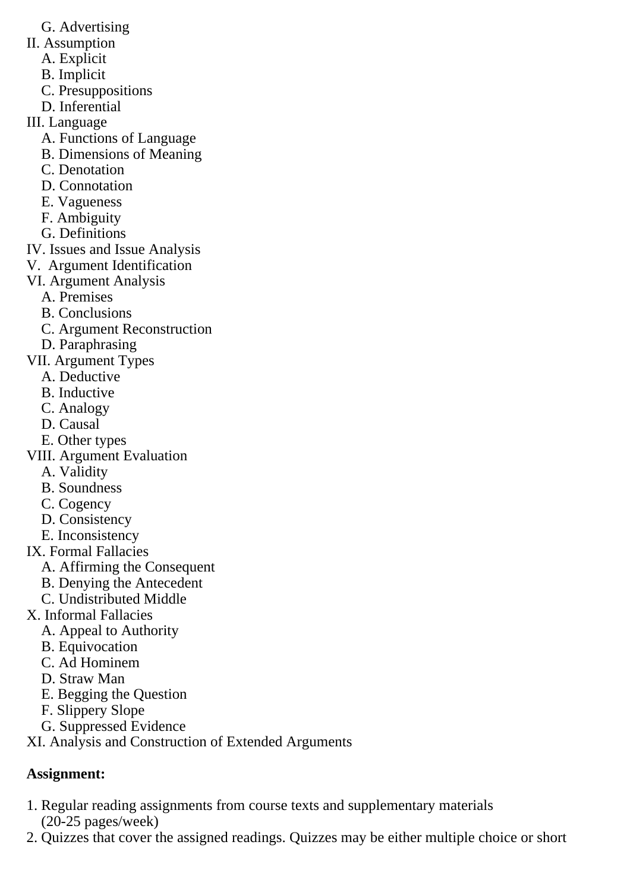G. Advertising

II. Assumption
   A. Explicit
   B. Implicit
   C. Presuppositions
   D. Inferential

III. Language
   A. Functions of Language
   B. Dimensions of Meaning
   C. Denotation
   D. Connotation
   E. Vagueness
   F. Ambiguity
   G. Definitions

IV. Issues and Issue Analysis

V. Argument Identification

VI. Argument Analysis
   A. Premises
   B. Conclusions
   C. Argument Reconstruction
   D. Paraphrasing

VII. Argument Types
   A. Deductive
   B. Inductive
   C. Analogy
   D. Causal
   E. Other types

VIII. Argument Evaluation
   A. Validity
   B. Soundness
   C. Cogency
   D. Consistency
   E. Inconsistency

IX. Formal Fallacies
   A. Affirming the Consequent
   B. Denying the Antecedent
   C. Undistributed Middle

X. Informal Fallacies
   A. Appeal to Authority
   B. Equivocation
   C. Ad Hominem
   D. Straw Man
   E. Begging the Question
   F. Slippery Slope
   G. Suppressed Evidence

XI. Analysis and Construction of Extended Arguments

**Assignment:**

1. Regular reading assignments from course texts and supplementary materials (20-25 pages/week)
2. Quizzes that cover the assigned readings. Quizzes may be either multiple choice or short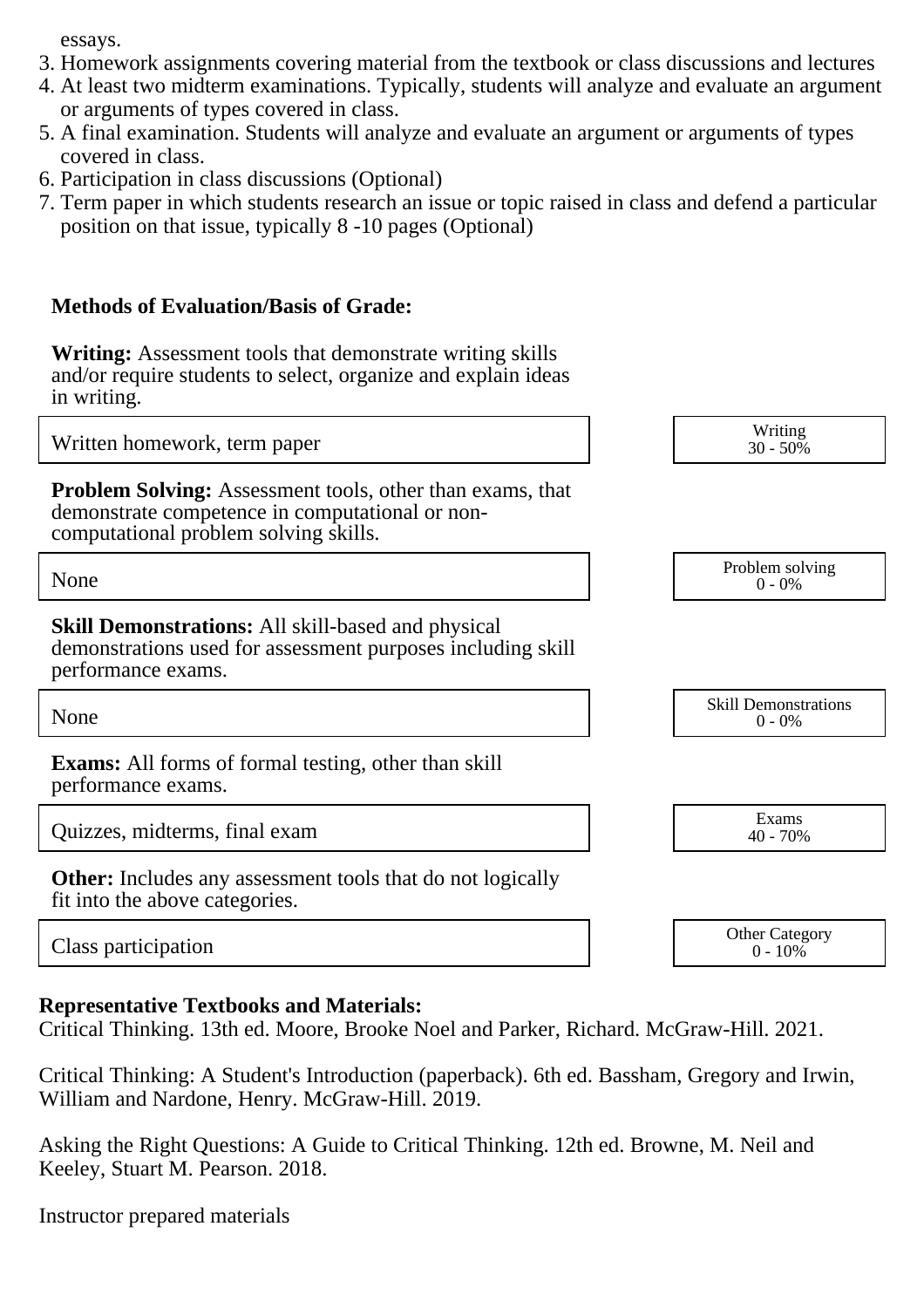essays.

3. Homework assignments covering material from the textbook or class discussions and lectures
4. At least two midterm examinations. Typically, students will analyze and evaluate an argument or arguments of types covered in class.
5. A final examination. Students will analyze and evaluate an argument or arguments of types covered in class.
6. Participation in class discussions (Optional)
7. Term paper in which students research an issue or topic raised in class and defend a particular position on that issue, typically 8 -10 pages (Optional)

**Methods of Evaluation/Basis of Grade:**

**Writing:** Assessment tools that demonstrate writing skills and/or require students to select, organize and explain ideas in writing.

| | |
|---|---|
| Written homework, term paper | Writing 30 - 50% |

**Problem Solving:** Assessment tools, other than exams, that demonstrate competence in computational or non-computational problem solving skills.

| | |
|---|---|
| None | Problem solving 0 - 0% |

**Skill Demonstrations:** All skill-based and physical demonstrations used for assessment purposes including skill performance exams.

| | |
|---|---|
| None | Skill Demonstrations 0 - 0% |

**Exams:** All forms of formal testing, other than skill performance exams.

| | |
|---|---|
| Quizzes, midterms, final exam | Exams 40 - 70% |

**Other:** Includes any assessment tools that do not logically fit into the above categories.

| | |
|---|---|
| Class participation | Other Category 0 - 10% |

**Representative Textbooks and Materials:**

Critical Thinking. 13th ed. Moore, Brooke Noel and Parker, Richard. McGraw-Hill. 2021.

Critical Thinking: A Student's Introduction (paperback). 6th ed. Bassham, Gregory and Irwin, William and Nardone, Henry. McGraw-Hill. 2019.

Asking the Right Questions: A Guide to Critical Thinking. 12th ed. Browne, M. Neil and Keeley, Stuart M. Pearson. 2018.

Instructor prepared materials